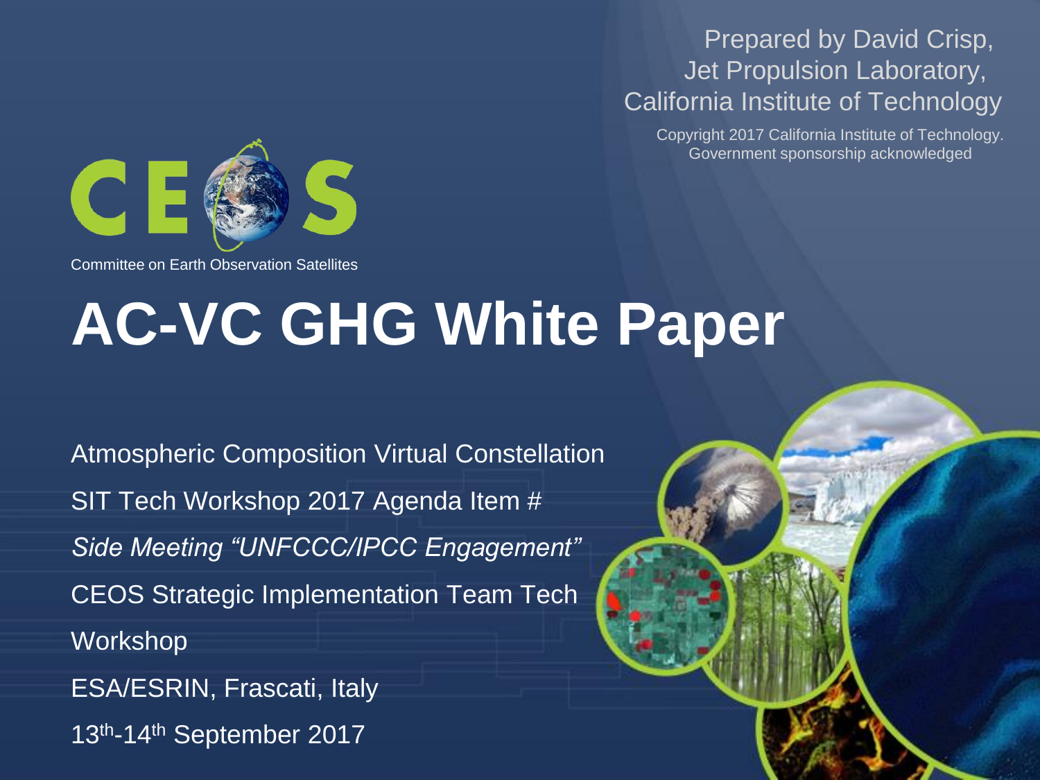Prepared by David Crisp,
Jet Propulsion Laboratory,
California Institute of Technology

Copyright 2017 California Institute of Technology.
Government sponsorship acknowledged

Committee on Earth Observation Satellites

# AC-VC GHG White Paper

Atmospheric Composition Virtual Constellation

SIT Tech Workshop 2017 Agenda Item #

*Side Meeting "UNFCCC/IPCC Engagement"*

CEOS Strategic Implementation Team Tech Workshop

ESA/ESRIN, Frascati, Italy

13th-14th September 2017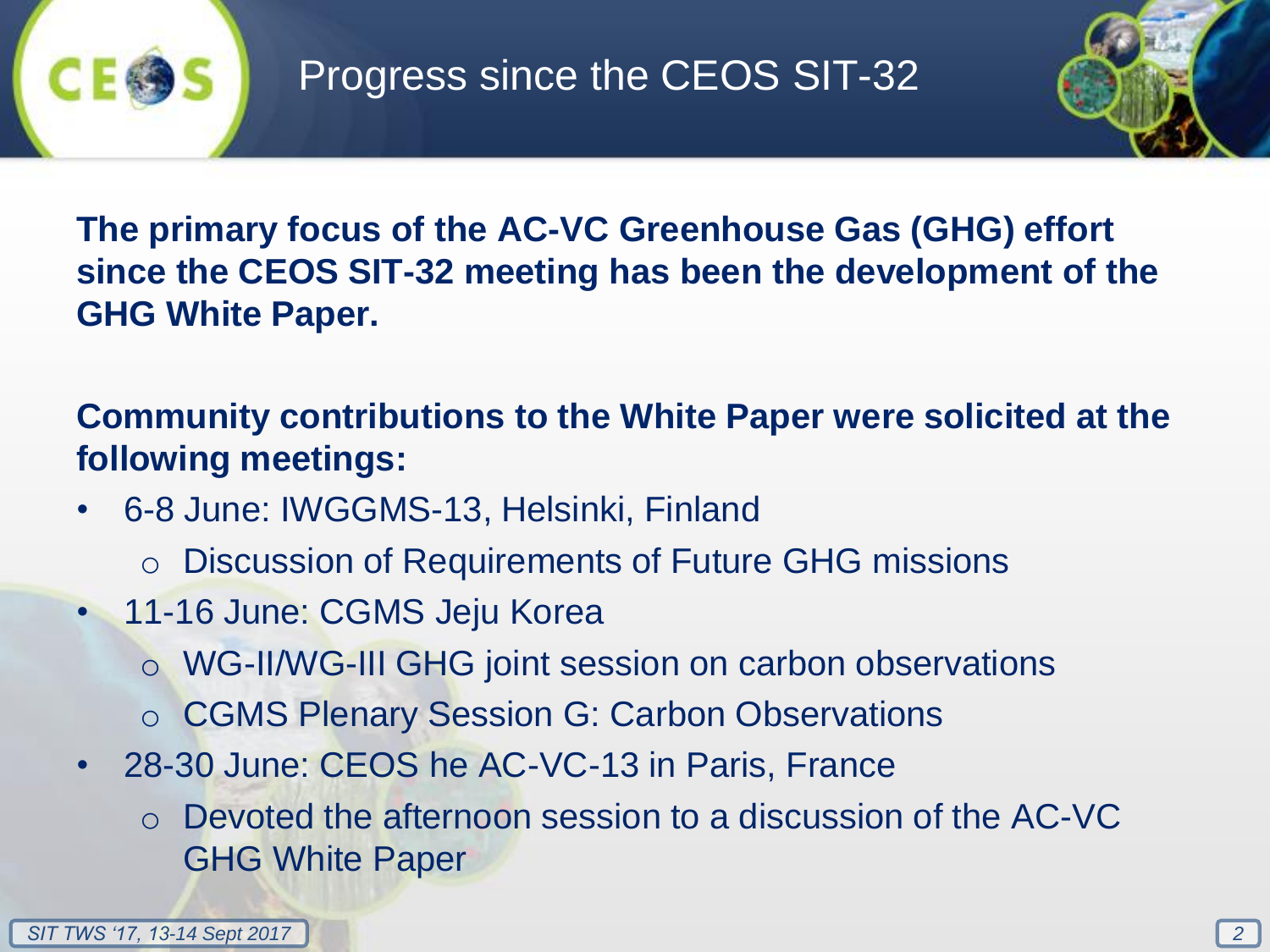# Progress since the CEOS SIT-32

**The primary focus of the AC-VC Greenhouse Gas (GHG) effort since the CEOS SIT-32 meeting has been the development of the GHG White Paper.**

**Community contributions to the White Paper were solicited at the following meetings:**

- 6-8 June: IWGGMS-13, Helsinki, Finland
  - Discussion of Requirements of Future GHG missions
- 11-16 June: CGMS Jeju Korea
  - WG-II/WG-III GHG joint session on carbon observations
  - CGMS Plenary Session G: Carbon Observations
- 28-30 June: CEOS he AC-VC-13 in Paris, France
  - Devoted the afternoon session to a discussion of the AC-VC GHG White Paper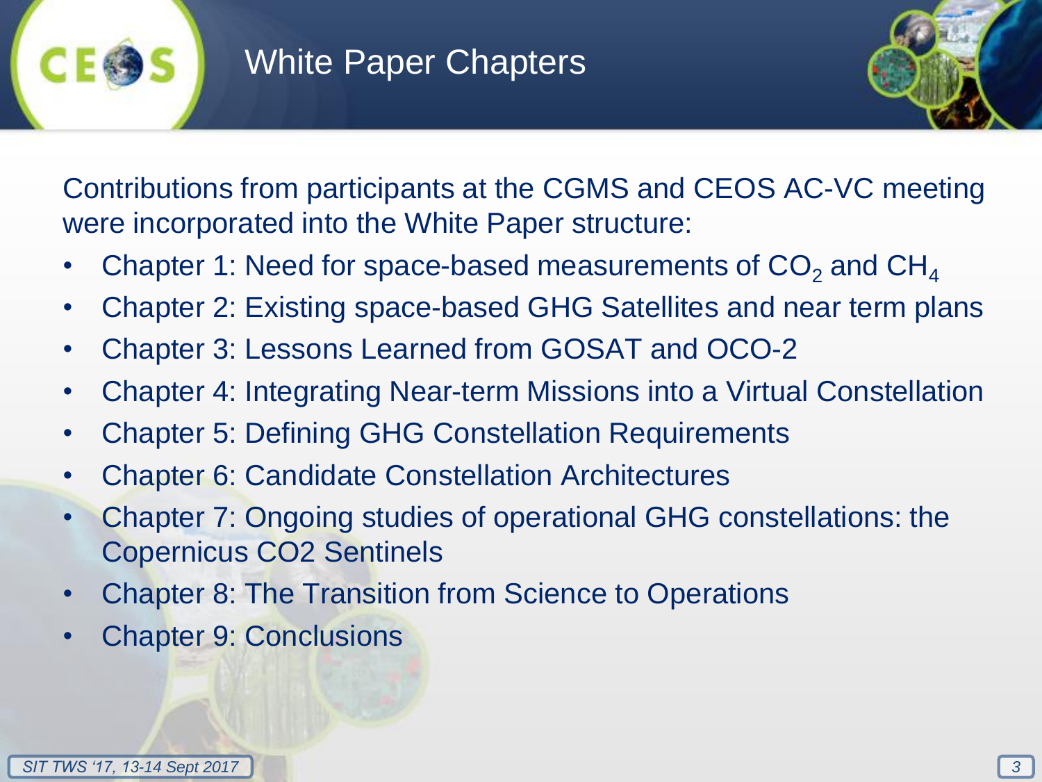# White Paper Chapters

Contributions from participants at the CGMS and CEOS AC-VC meeting were incorporated into the White Paper structure:

- Chapter 1: Need for space-based measurements of $CO_2$ and $CH_4$
- Chapter 2: Existing space-based GHG Satellites and near term plans
- Chapter 3: Lessons Learned from GOSAT and OCO-2
- Chapter 4: Integrating Near-term Missions into a Virtual Constellation
- Chapter 5: Defining GHG Constellation Requirements
- Chapter 6: Candidate Constellation Architectures
- Chapter 7: Ongoing studies of operational GHG constellations: the Copernicus CO2 Sentinels
- Chapter 8: The Transition from Science to Operations
- Chapter 9: Conclusions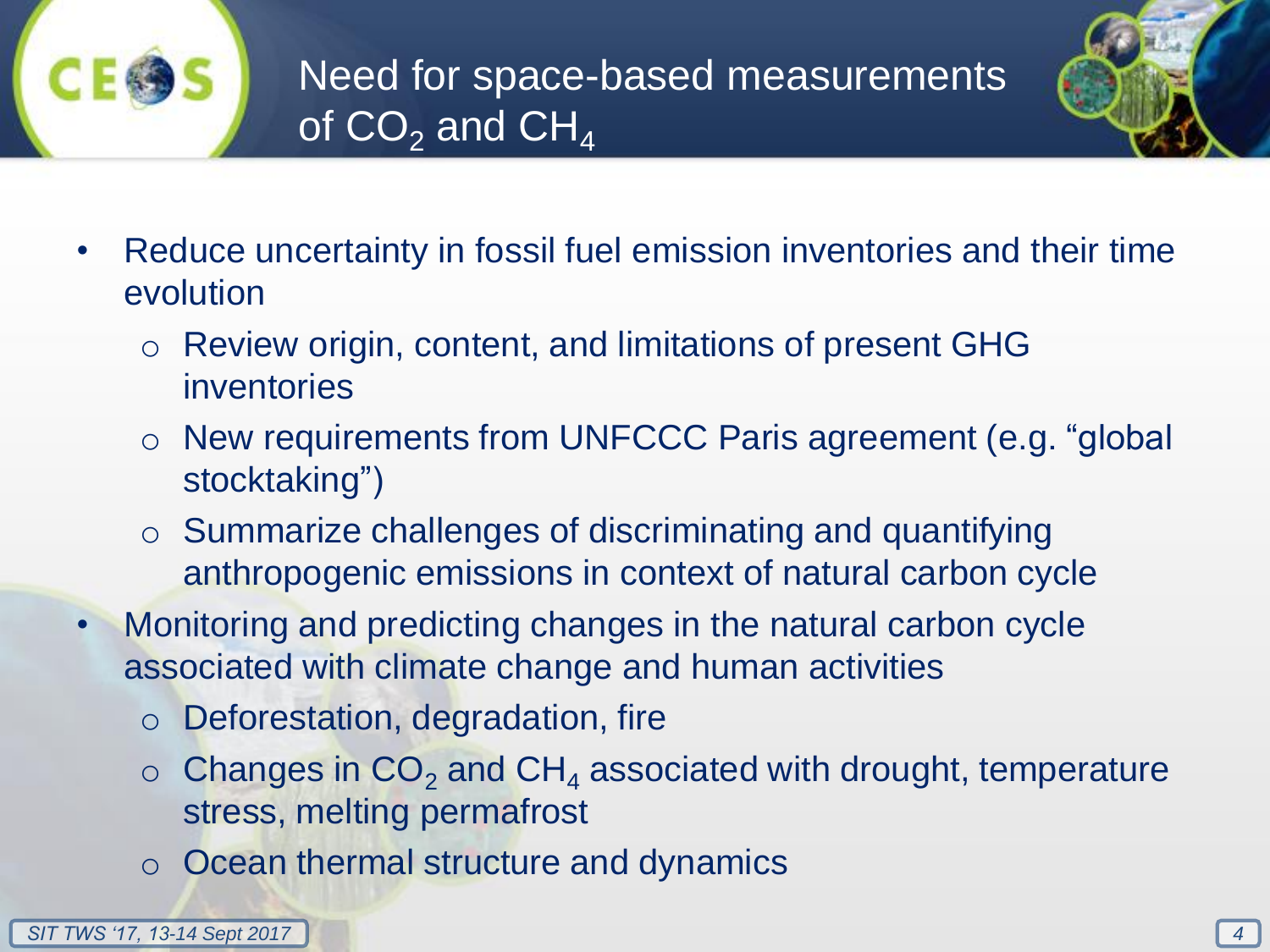# Need for space-based measurements of $CO_2$ and $CH_4$

- Reduce uncertainty in fossil fuel emission inventories and their time evolution
  - Review origin, content, and limitations of present GHG inventories
  - New requirements from UNFCCC Paris agreement (e.g. "global stocktaking")
  - Summarize challenges of discriminating and quantifying anthropogenic emissions in context of natural carbon cycle
- Monitoring and predicting changes in the natural carbon cycle associated with climate change and human activities
  - Deforestation, degradation, fire
  - Changes in $CO_2$ and $CH_4$ associated with drought, temperature stress, melting permafrost
  - Ocean thermal structure and dynamics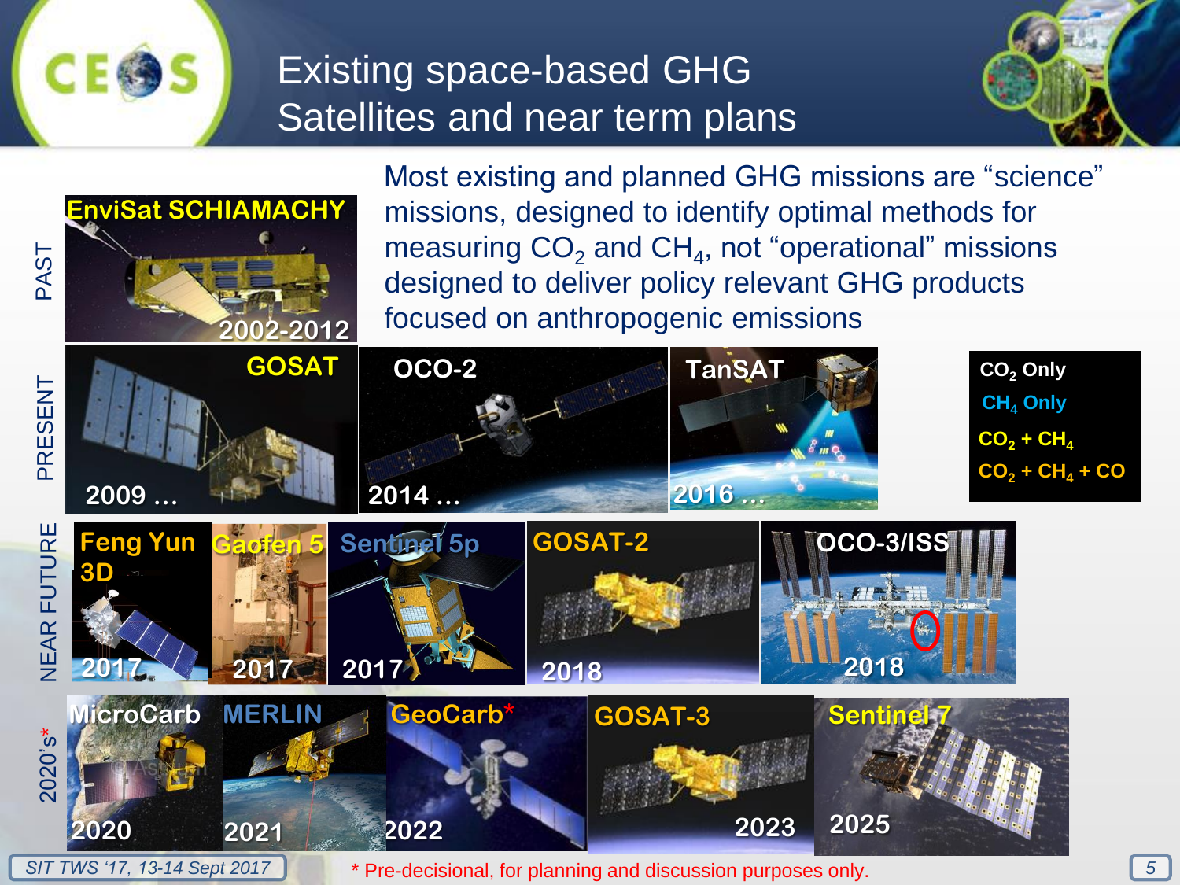# Existing space-based GHG Satellites and near term plans

Most existing and planned GHG missions are "science" missions, designed to identify optimal methods for measuring $CO_2$ and $CH_4$, not "operational" missions designed to deliver policy relevant GHG products focused on anthropogenic emissions

**PAST**

- EnviSat SCHIAMACHY — 2002-2012

**PRESENT**

- GOSAT — 2009 …
- OCO-2 — 2014 …
- TanSAT — 2016 …

**NEAR FUTURE**

- Feng Yun 3D — 2017
- Gaofen 5 — 2017
- Sentinel 5p — 2017
- GOSAT-2 — 2018
- OCO-3/ISS — 2018

**2020's***

- MicroCarb — 2020
- MERLIN — 2021
- GeoCarb* — 2022
- GOSAT-3 — 2023
- Sentinel 7 — 2025

Legend:

- $CO_2$ Only
- $CH_4$ Only
- $CO_2$ + $CH_4$
- $CO_2$ + $CH_4$ + CO

SIT TWS '17, 13-14 Sept 2017

\* Pre-decisional, for planning and discussion purposes only.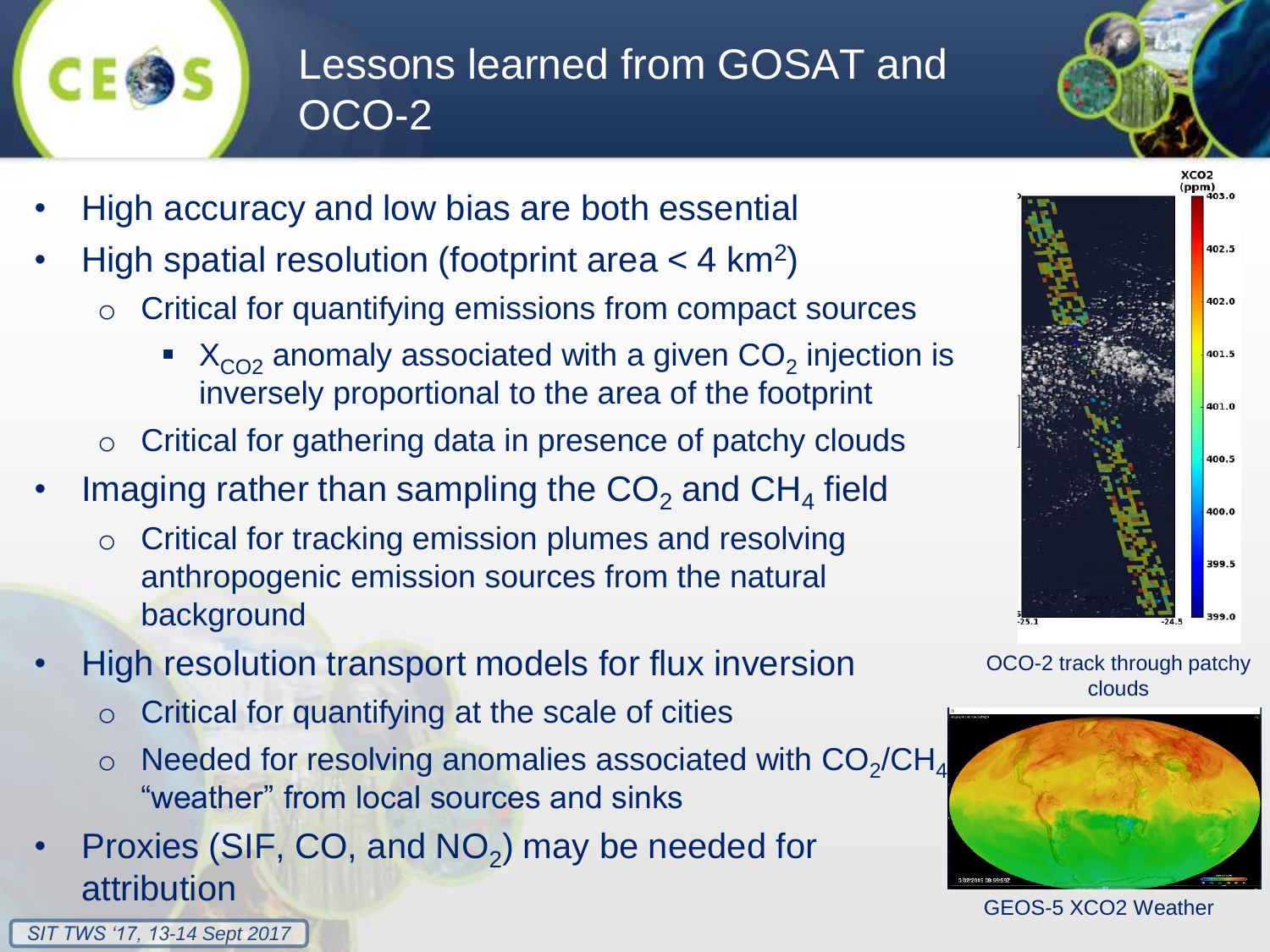# Lessons learned from GOSAT and OCO-2

- High accuracy and low bias are both essential
- High spatial resolution (footprint area < 4 $km^2$)
  - Critical for quantifying emissions from compact sources
    - $X_{CO2}$ anomaly associated with a given $CO_2$ injection is inversely proportional to the area of the footprint
  - Critical for gathering data in presence of patchy clouds
- Imaging rather than sampling the $CO_2$ and $CH_4$ field
  - Critical for tracking emission plumes and resolving anthropogenic emission sources from the natural background
- High resolution transport models for flux inversion
  - Critical for quantifying at the scale of cities
  - Needed for resolving anomalies associated with $CO_2$/$CH_4$ "weather" from local sources and sinks
- Proxies (SIF, CO, and $NO_2$) may be needed for attribution

OCO-2 track through patchy clouds

GEOS-5 XCO2 Weather

*SIT TWS '17, 13-14 Sept 2017*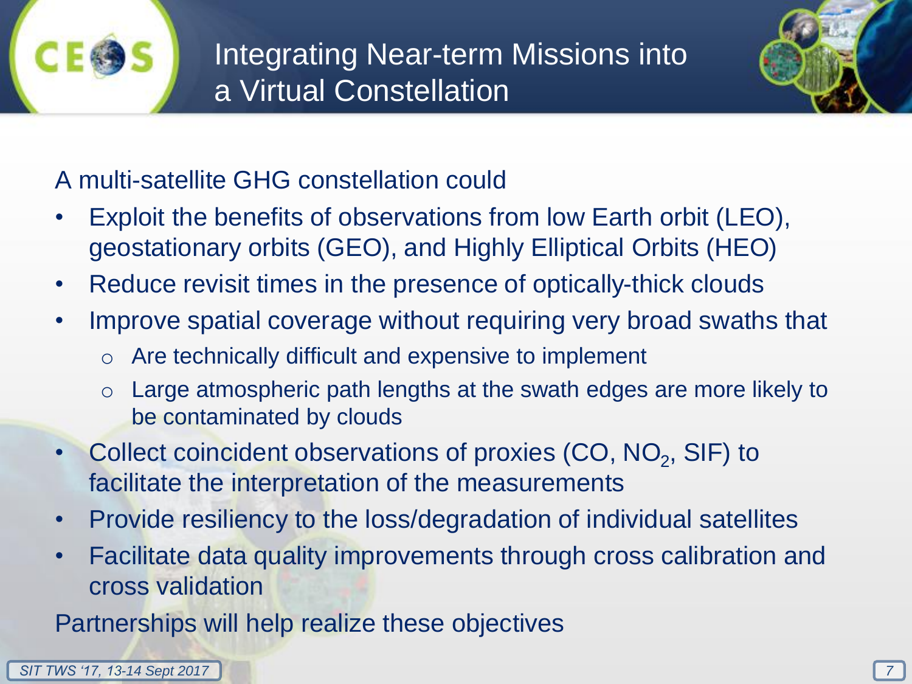# Integrating Near-term Missions into a Virtual Constellation

A multi-satellite GHG constellation could

- Exploit the benefits of observations from low Earth orbit (LEO), geostationary orbits (GEO), and Highly Elliptical Orbits (HEO)
- Reduce revisit times in the presence of optically-thick clouds
- Improve spatial coverage without requiring very broad swaths that
  - Are technically difficult and expensive to implement
  - Large atmospheric path lengths at the swath edges are more likely to be contaminated by clouds
- Collect coincident observations of proxies (CO, $NO_2$, SIF) to facilitate the interpretation of the measurements
- Provide resiliency to the loss/degradation of individual satellites
- Facilitate data quality improvements through cross calibration and cross validation

Partnerships will help realize these objectives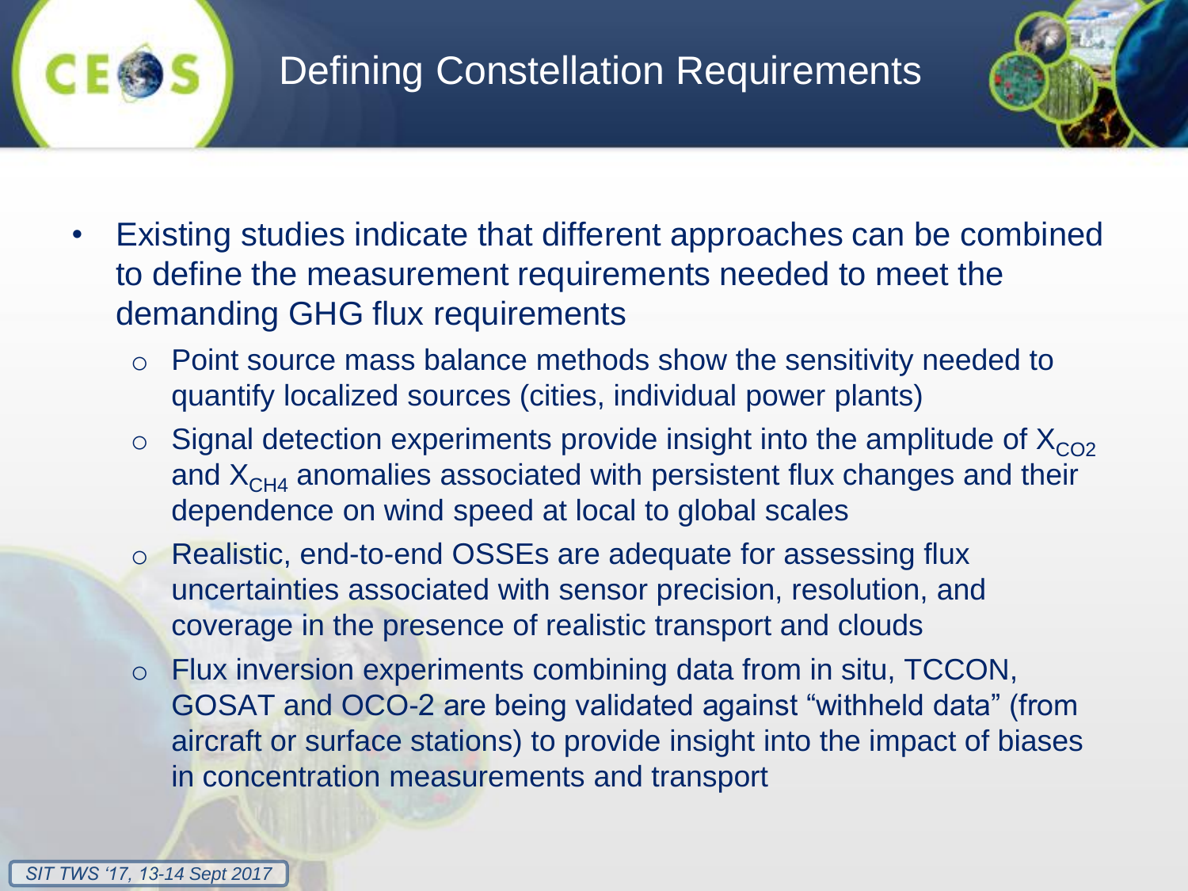# Defining Constellation Requirements

- Existing studies indicate that different approaches can be combined to define the measurement requirements needed to meet the demanding GHG flux requirements
  - Point source mass balance methods show the sensitivity needed to quantify localized sources (cities, individual power plants)
  - Signal detection experiments provide insight into the amplitude of $X_{CO2}$ and $X_{CH4}$ anomalies associated with persistent flux changes and their dependence on wind speed at local to global scales
  - Realistic, end-to-end OSSEs are adequate for assessing flux uncertainties associated with sensor precision, resolution, and coverage in the presence of realistic transport and clouds
  - Flux inversion experiments combining data from in situ, TCCON, GOSAT and OCO-2 are being validated against "withheld data" (from aircraft or surface stations) to provide insight into the impact of biases in concentration measurements and transport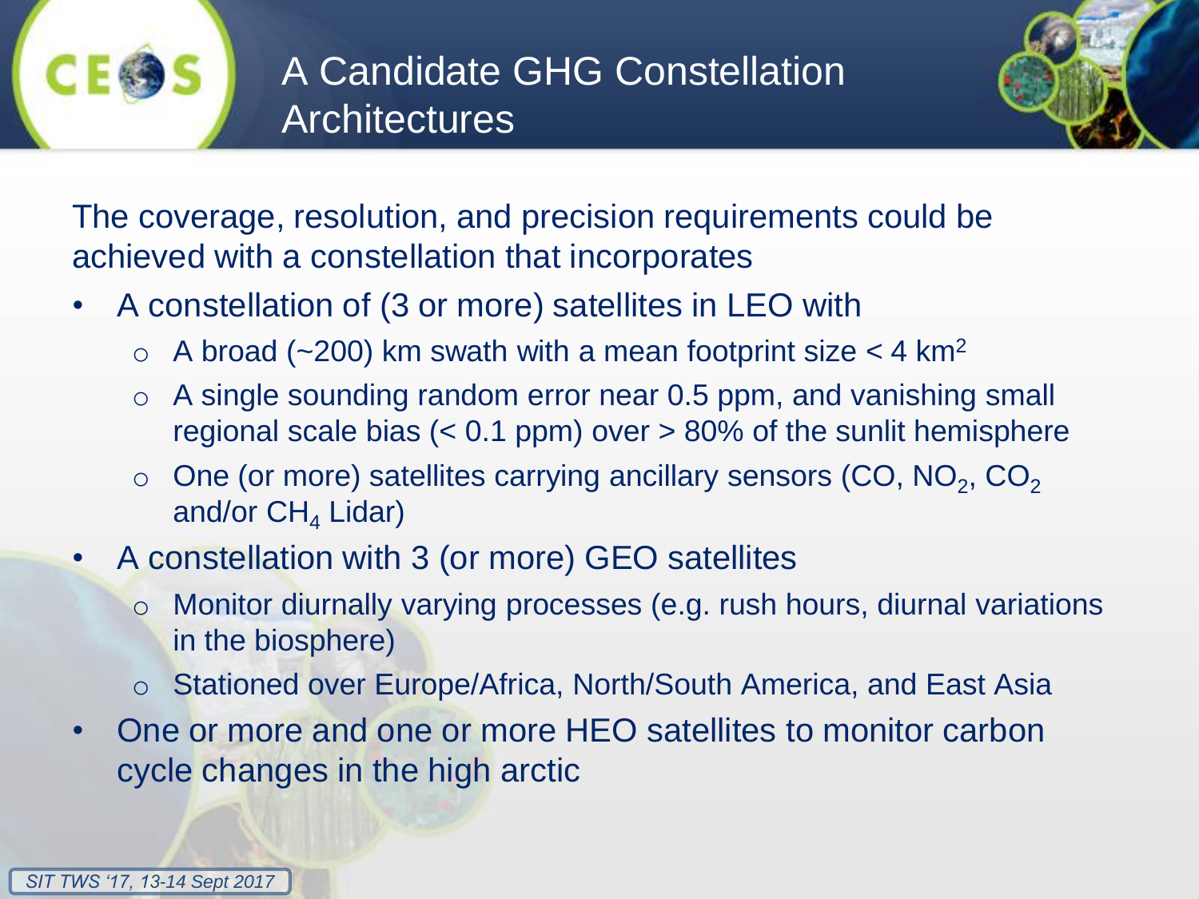# A Candidate GHG Constellation Architectures

The coverage, resolution, and precision requirements could be achieved with a constellation that incorporates

- A constellation of (3 or more) satellites in LEO with
  - A broad (~200) km swath with a mean footprint size < 4 $km^2$
  - A single sounding random error near 0.5 ppm, and vanishing small regional scale bias (< 0.1 ppm) over > 80% of the sunlit hemisphere
  - One (or more) satellites carrying ancillary sensors (CO, $NO_2$, $CO_2$ and/or $CH_4$ Lidar)
- A constellation with 3 (or more) GEO satellites
  - Monitor diurnally varying processes (e.g. rush hours, diurnal variations in the biosphere)
  - Stationed over Europe/Africa, North/South America, and East Asia
- One or more and one or more HEO satellites to monitor carbon cycle changes in the high arctic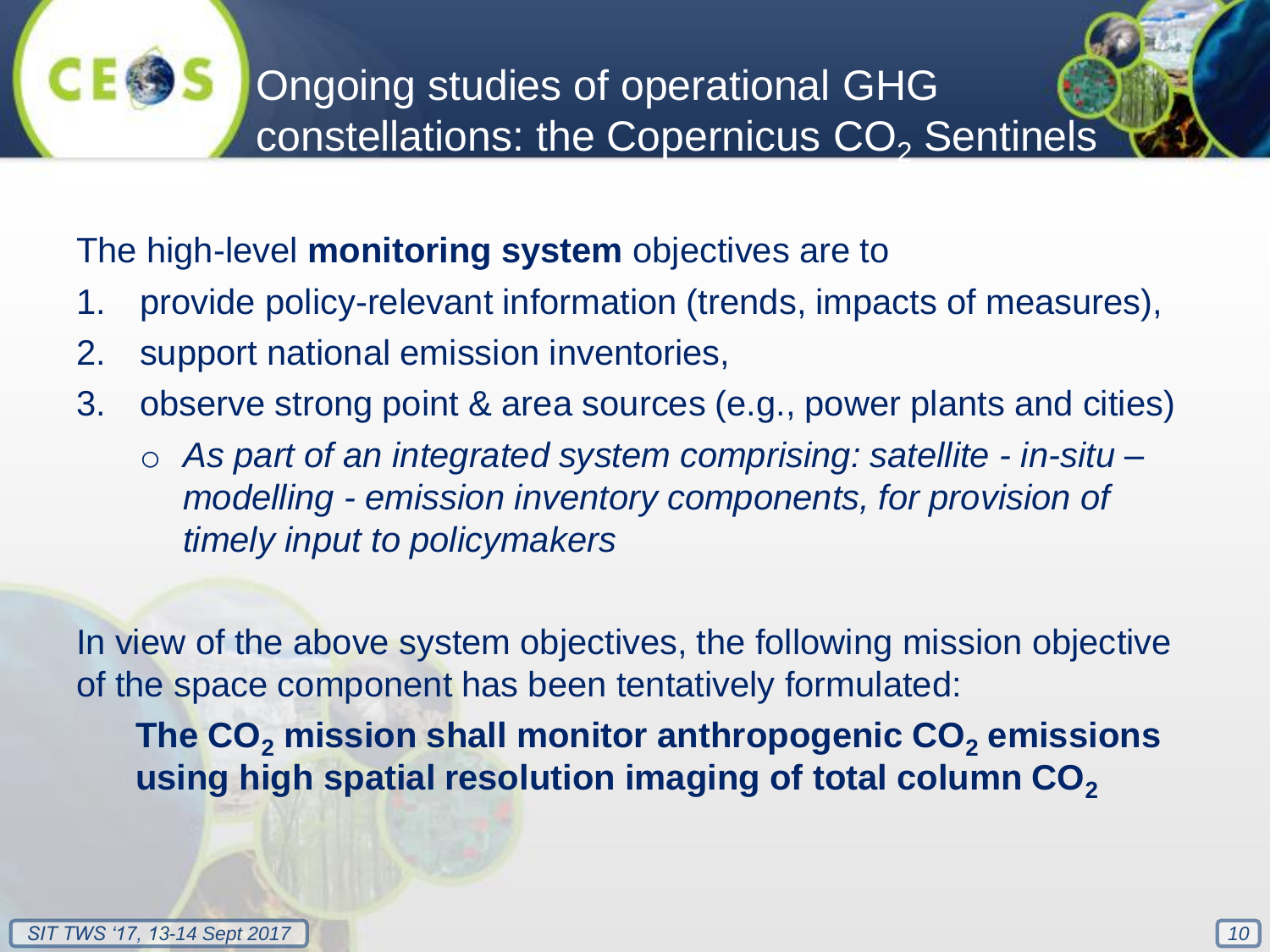# Ongoing studies of operational GHG constellations: the Copernicus $CO_2$ Sentinels

The high-level **monitoring system** objectives are to

1. provide policy-relevant information (trends, impacts of measures),
2. support national emission inventories,
3. observe strong point & area sources (e.g., power plants and cities)
   - *As part of an integrated system comprising: satellite - in-situ – modelling - emission inventory components, for provision of timely input to policymakers*

In view of the above system objectives, the following mission objective of the space component has been tentatively formulated:

**The $CO_2$ mission shall monitor anthropogenic $CO_2$ emissions using high spatial resolution imaging of total column $CO_2$**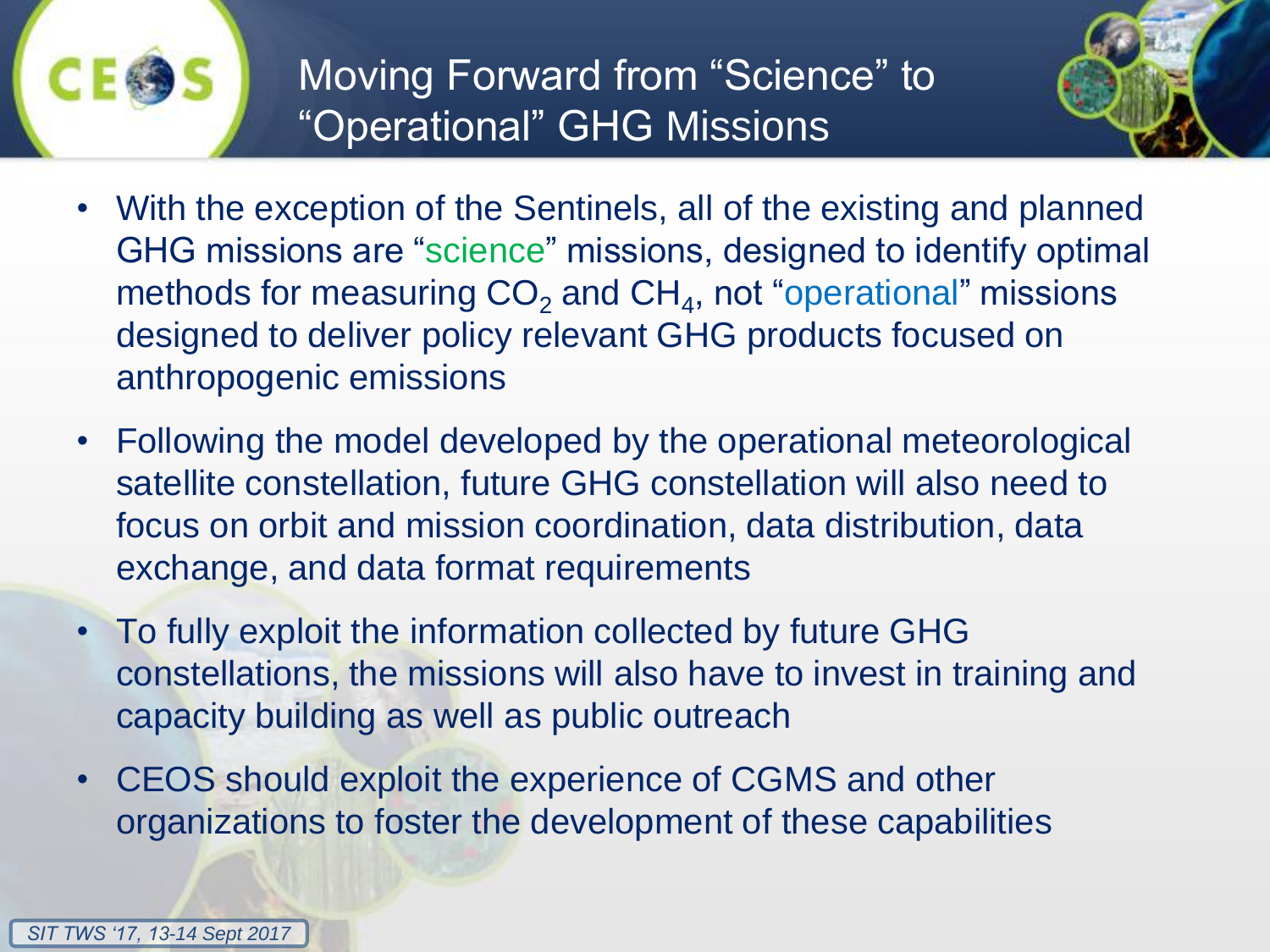# Moving Forward from "Science" to "Operational" GHG Missions

- With the exception of the Sentinels, all of the existing and planned GHG missions are "science" missions, designed to identify optimal methods for measuring $CO_2$ and $CH_4$, not "operational" missions designed to deliver policy relevant GHG products focused on anthropogenic emissions
- Following the model developed by the operational meteorological satellite constellation, future GHG constellation will also need to focus on orbit and mission coordination, data distribution, data exchange, and data format requirements
- To fully exploit the information collected by future GHG constellations, the missions will also have to invest in training and capacity building as well as public outreach
- CEOS should exploit the experience of CGMS and other organizations to foster the development of these capabilities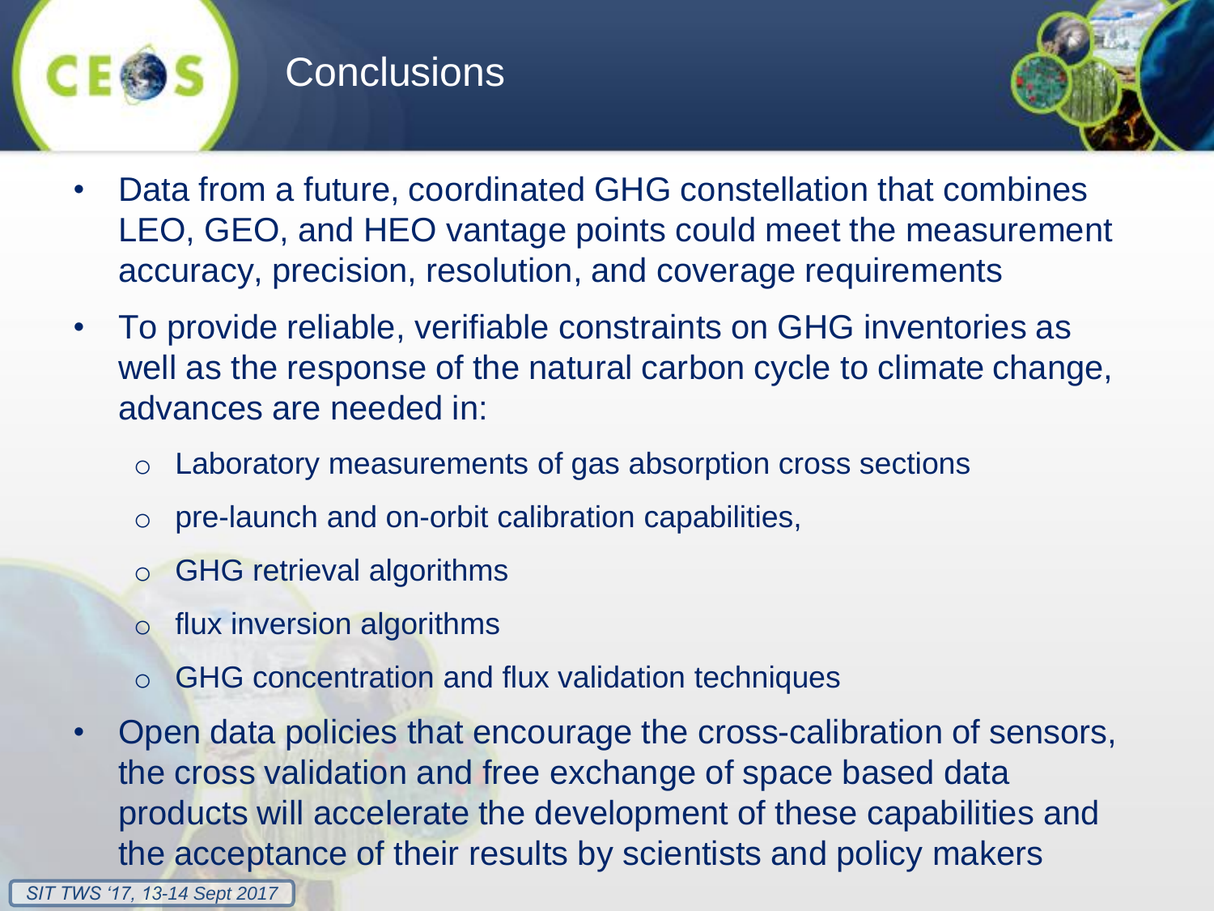# Conclusions

- Data from a future, coordinated GHG constellation that combines LEO, GEO, and HEO vantage points could meet the measurement accuracy, precision, resolution, and coverage requirements
- To provide reliable, verifiable constraints on GHG inventories as well as the response of the natural carbon cycle to climate change, advances are needed in:
  - Laboratory measurements of gas absorption cross sections
  - pre-launch and on-orbit calibration capabilities,
  - GHG retrieval algorithms
  - flux inversion algorithms
  - GHG concentration and flux validation techniques
- Open data policies that encourage the cross-calibration of sensors, the cross validation and free exchange of space based data products will accelerate the development of these capabilities and the acceptance of their results by scientists and policy makers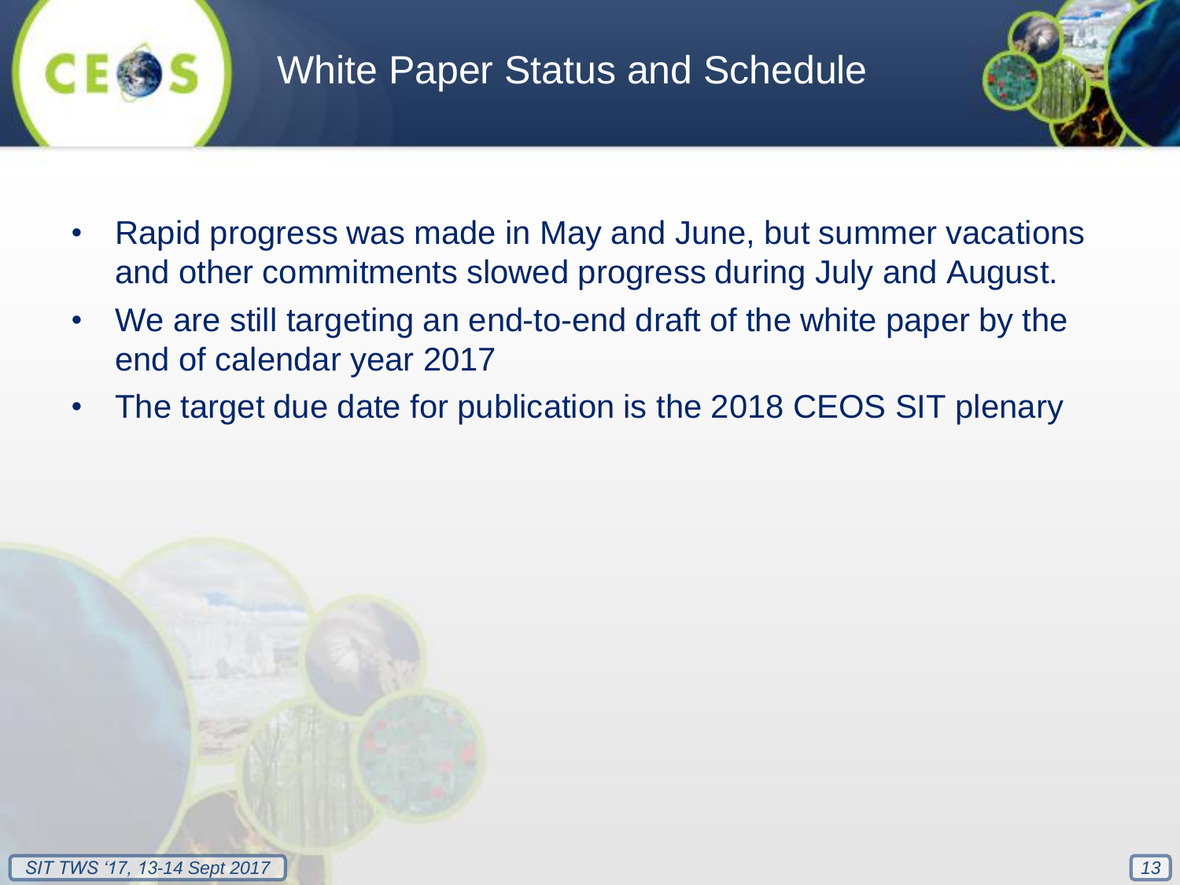# White Paper Status and Schedule

- Rapid progress was made in May and June, but summer vacations and other commitments slowed progress during July and August.
- We are still targeting an end-to-end draft of the white paper by the end of calendar year 2017
- The target due date for publication is the 2018 CEOS SIT plenary